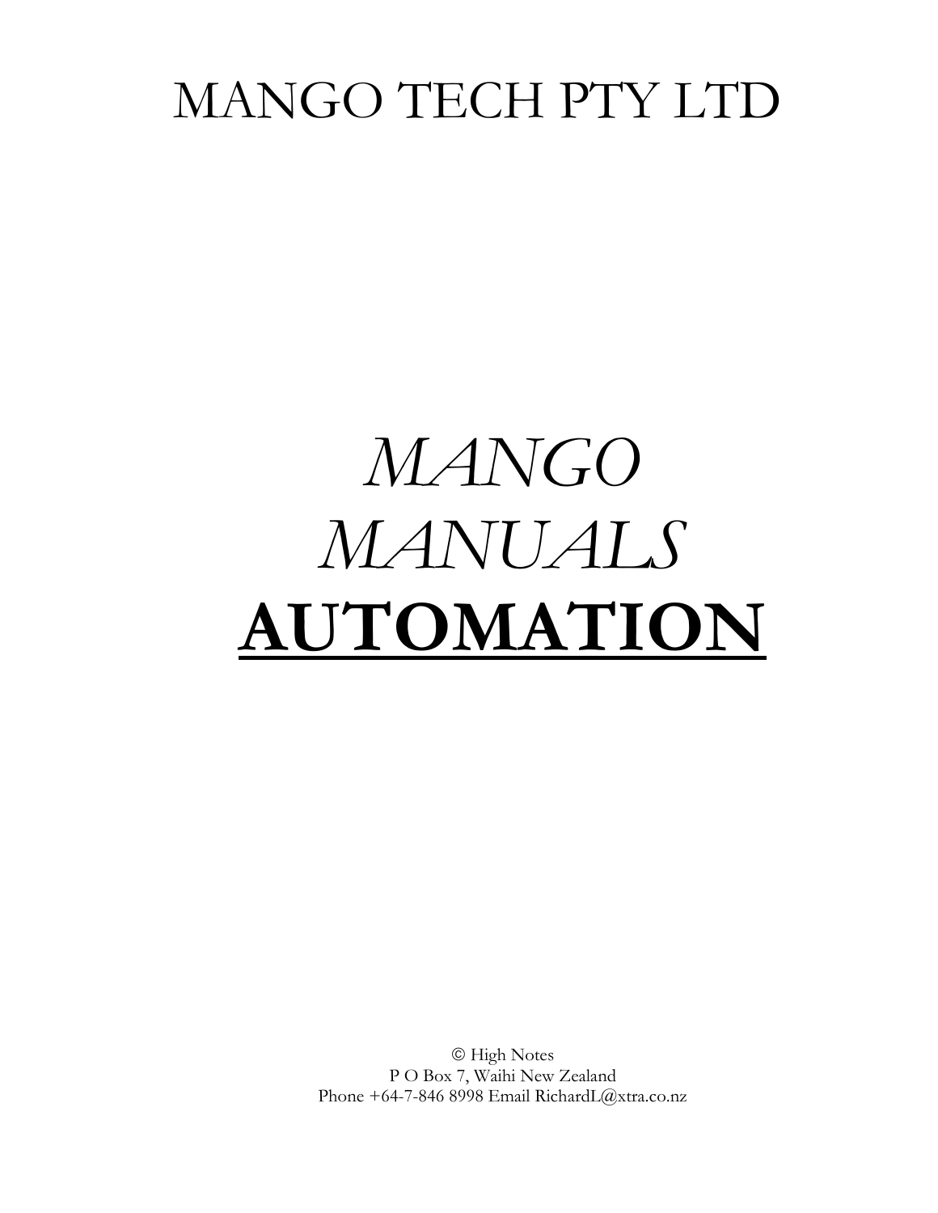# MANGO TECH PTY LTD

# *MANGO MANUALS*

# **AUTOMATION**

© High Notes
P O Box 7, Waihi New Zealand
Phone +64-7-846 8998 Email RichardL@xtra.co.nz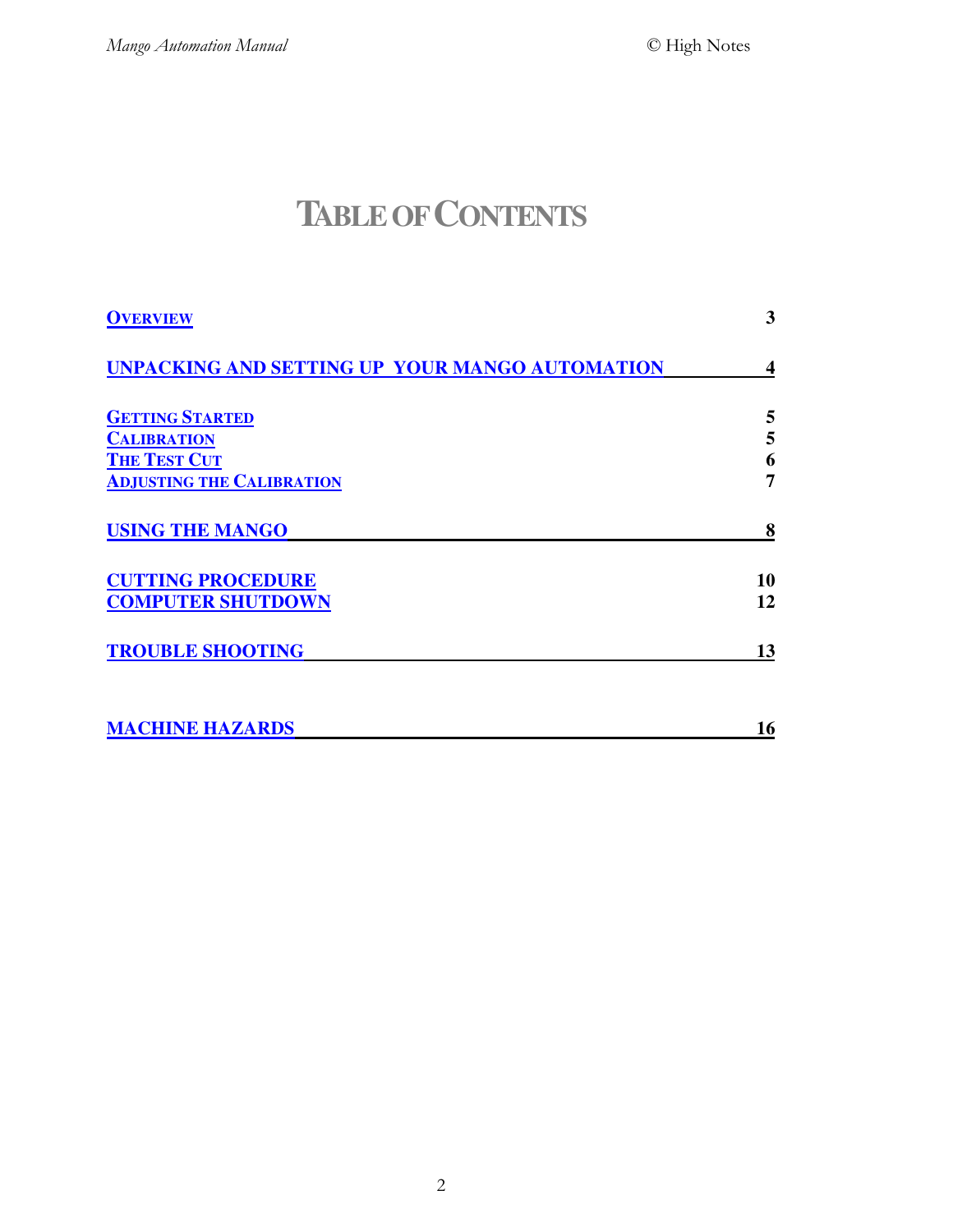# TABLE OF CONTENTS

| | |
|---|---|
| **OVERVIEW** | **3** |
| **UNPACKING AND SETTING UP YOUR MANGO AUTOMATION** | **4** |
| **GETTING STARTED** | **5** |
| **CALIBRATION** | **5** |
| **THE TEST CUT** | **6** |
| **ADJUSTING THE CALIBRATION** | **7** |
| **USING THE MANGO** | **8** |
| **CUTTING PROCEDURE** | **10** |
| **COMPUTER SHUTDOWN** | **12** |
| **TROUBLE SHOOTING** | **13** |
| **MACHINE HAZARDS** | **16** |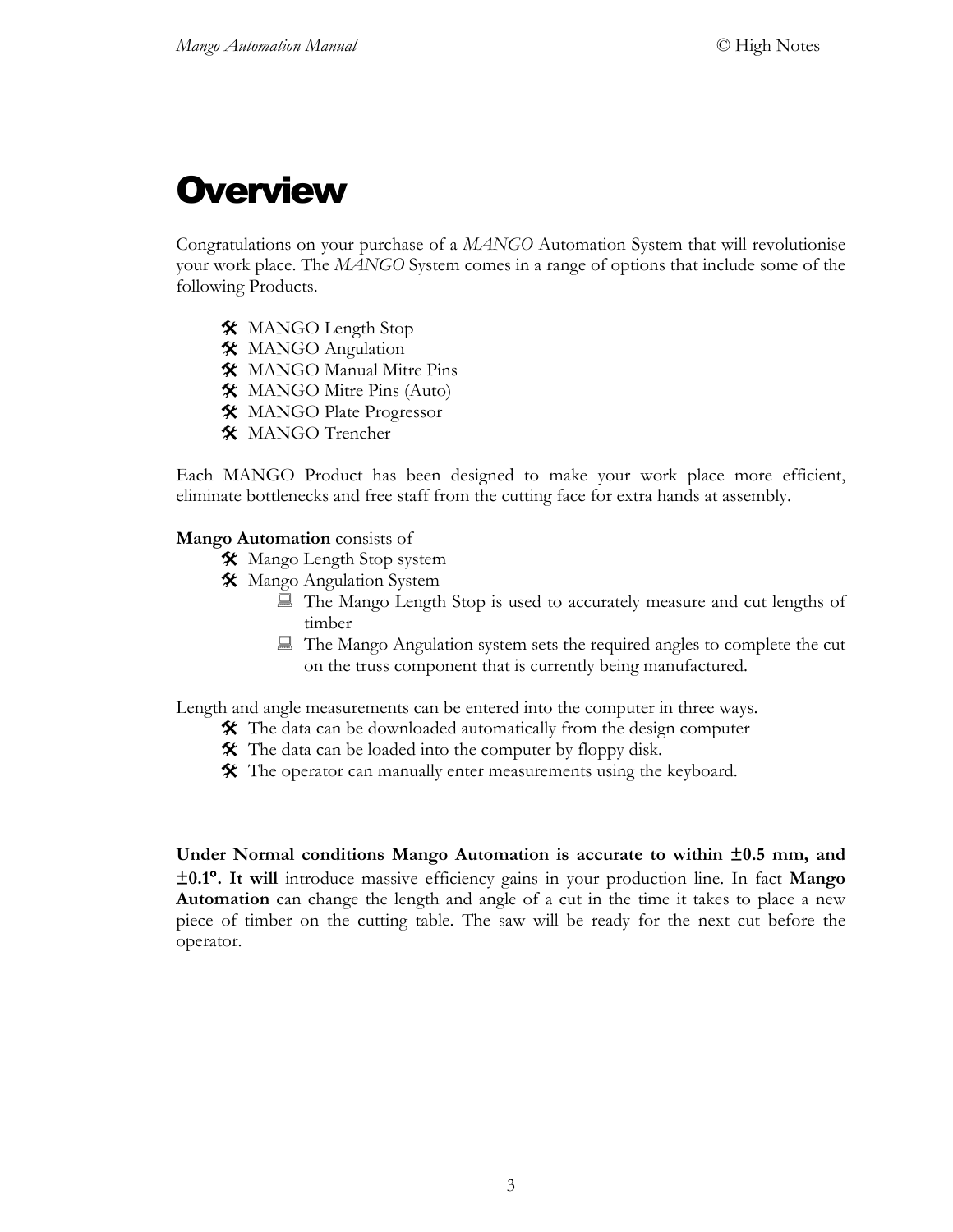# Overview

Congratulations on your purchase of a *MANGO* Automation System that will revolutionise your work place. The *MANGO* System comes in a range of options that include some of the following Products.

- MANGO Length Stop
- MANGO Angulation
- MANGO Manual Mitre Pins
- MANGO Mitre Pins (Auto)
- MANGO Plate Progressor
- MANGO Trencher

Each MANGO Product has been designed to make your work place more efficient, eliminate bottlenecks and free staff from the cutting face for extra hands at assembly.

**Mango Automation** consists of

- Mango Length Stop system
- Mango Angulation System
  - The Mango Length Stop is used to accurately measure and cut lengths of timber
  - The Mango Angulation system sets the required angles to complete the cut on the truss component that is currently being manufactured.

Length and angle measurements can be entered into the computer in three ways.

- The data can be downloaded automatically from the design computer
- The data can be loaded into the computer by floppy disk.
- The operator can manually enter measurements using the keyboard.

**Under Normal conditions Mango Automation is accurate to within ±0.5 mm, and ±0.1°. It will** introduce massive efficiency gains in your production line. In fact **Mango Automation** can change the length and angle of a cut in the time it takes to place a new piece of timber on the cutting table. The saw will be ready for the next cut before the operator.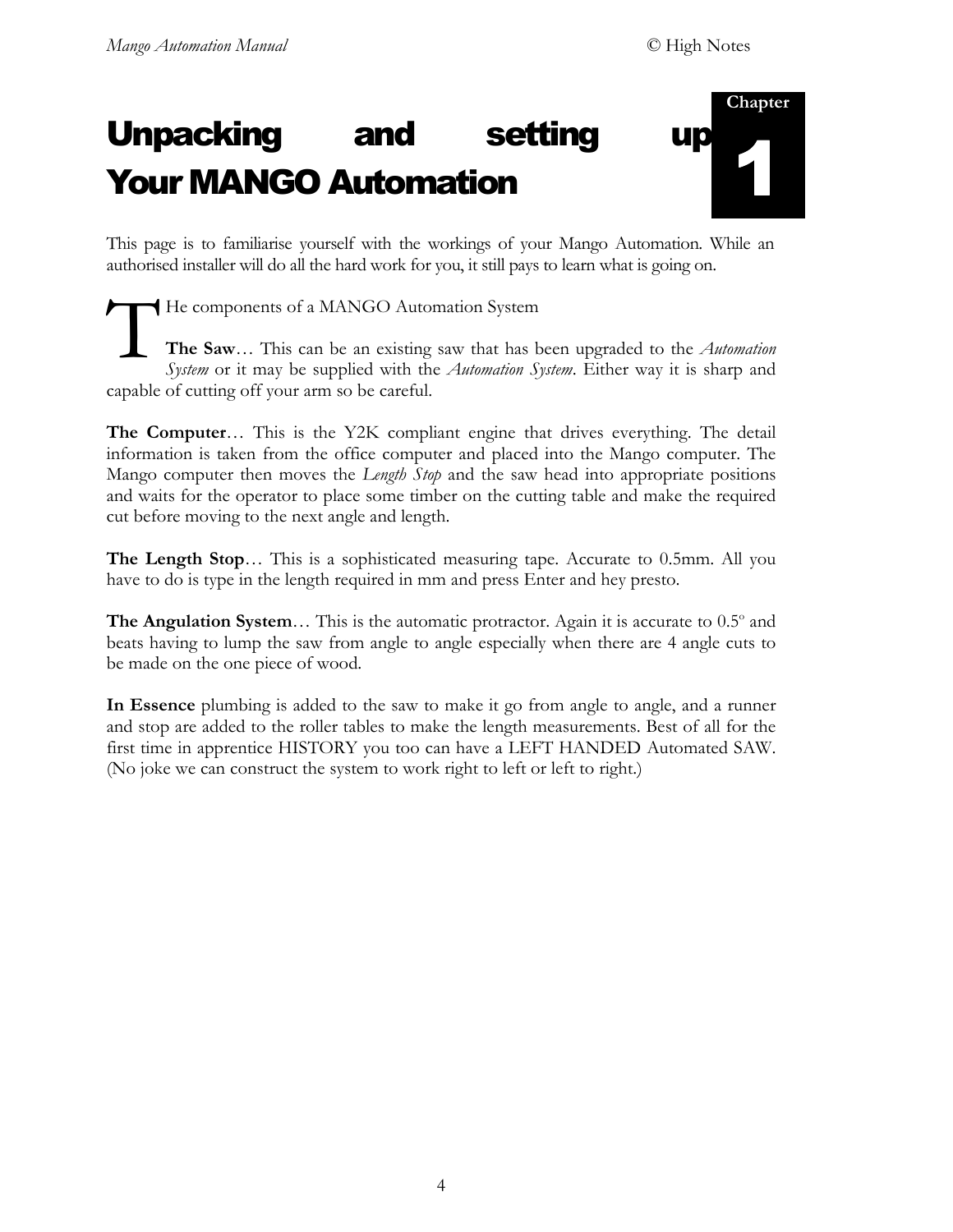Chapter 1

# Unpacking and setting up Your MANGO Automation

This page is to familiarise yourself with the workings of your Mango Automation. While an authorised installer will do all the hard work for you, it still pays to learn what is going on.

THe components of a MANGO Automation System

**The Saw**… This can be an existing saw that has been upgraded to the *Automation System* or it may be supplied with the *Automation System*. Either way it is sharp and capable of cutting off your arm so be careful.

**The Computer**… This is the Y2K compliant engine that drives everything. The detail information is taken from the office computer and placed into the Mango computer. The Mango computer then moves the *Length Stop* and the saw head into appropriate positions and waits for the operator to place some timber on the cutting table and make the required cut before moving to the next angle and length.

**The Length Stop**… This is a sophisticated measuring tape. Accurate to 0.5mm. All you have to do is type in the length required in mm and press Enter and hey presto.

**The Angulation System**… This is the automatic protractor. Again it is accurate to 0.5º and beats having to lump the saw from angle to angle especially when there are 4 angle cuts to be made on the one piece of wood.

**In Essence** plumbing is added to the saw to make it go from angle to angle, and a runner and stop are added to the roller tables to make the length measurements. Best of all for the first time in apprentice HISTORY you too can have a LEFT HANDED Automated SAW. (No joke we can construct the system to work right to left or left to right.)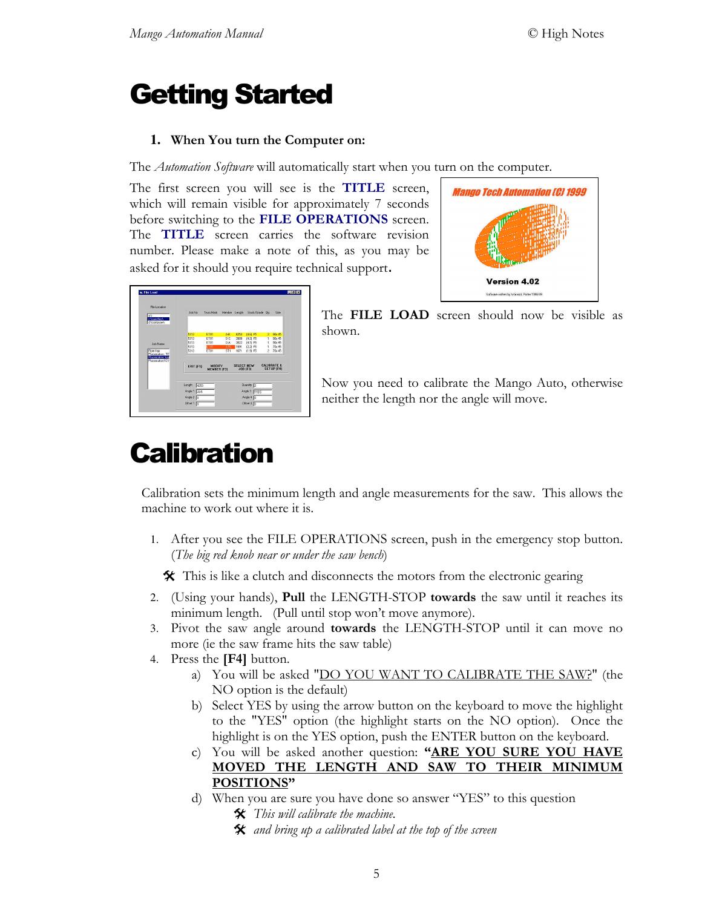# Getting Started

1. **When You turn the Computer on:**

The *Automation Software* will automatically start when you turn on the computer.

The first screen you will see is the **TITLE** screen, which will remain visible for approximately 7 seconds before switching to the **FILE OPERATIONS** screen. The **TITLE** screen carries the software revision number. Please make a note of this, as you may be asked for it should you require technical support.

The **FILE LOAD** screen should now be visible as shown.

Now you need to calibrate the Mango Auto, otherwise neither the length nor the angle will move.

# Calibration

Calibration sets the minimum length and angle measurements for the saw. This allows the machine to work out where it is.

1. After you see the FILE OPERATIONS screen, push in the emergency stop button. (*The big red knob near or under the saw bench*)
   - This is like a clutch and disconnects the motors from the electronic gearing
2. (Using your hands), **Pull** the LENGTH-STOP **towards** the saw until it reaches its minimum length. (Pull until stop won't move anymore).
3. Pivot the saw angle around **towards** the LENGTH-STOP until it can move no more (ie the saw frame hits the saw table)
4. Press the **[F4]** button.
   a) You will be asked "DO YOU WANT TO CALIBRATE THE SAW?" (the NO option is the default)
   b) Select YES by using the arrow button on the keyboard to move the highlight to the "YES" option (the highlight starts on the NO option). Once the highlight is on the YES option, push the ENTER button on the keyboard.
   c) You will be asked another question: **"ARE YOU SURE YOU HAVE MOVED THE LENGTH AND SAW TO THEIR MINIMUM POSITIONS"**
   d) When you are sure you have done so answer "YES" to this question
      - *This will calibrate the machine.*
      - *and bring up a calibrated label at the top of the screen*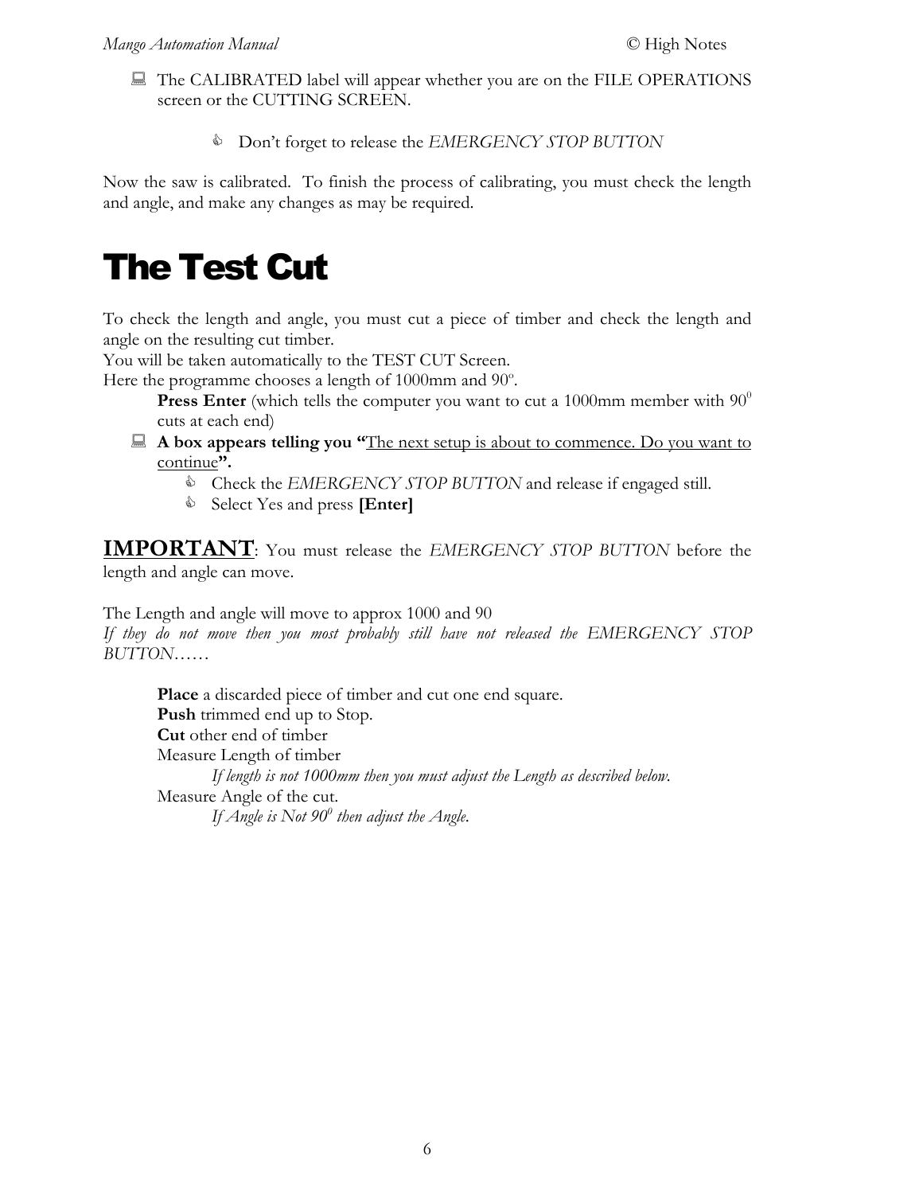- The CALIBRATED label will appear whether you are on the FILE OPERATIONS screen or the CUTTING SCREEN.

  - Don't forget to release the *EMERGENCY STOP BUTTON*

Now the saw is calibrated. To finish the process of calibrating, you must check the length and angle, and make any changes as may be required.

# The Test Cut

To check the length and angle, you must cut a piece of timber and check the length and angle on the resulting cut timber.
You will be taken automatically to the TEST CUT Screen.
Here the programme chooses a length of 1000mm and 90°.

**Press Enter** (which tells the computer you want to cut a 1000mm member with 90° cuts at each end)

- **A box appears telling you "**The next setup is about to commence. Do you want to continue**".**
  - Check the *EMERGENCY STOP BUTTON* and release if engaged still.
  - Select Yes and press **[Enter]**

**IMPORTANT**: You must release the *EMERGENCY STOP BUTTON* before the length and angle can move.

The Length and angle will move to approx 1000 and 90
*If they do not move then you most probably still have not released the EMERGENCY STOP BUTTON……*

**Place** a discarded piece of timber and cut one end square.
**Push** trimmed end up to Stop.
**Cut** other end of timber
Measure Length of timber

*If length is not 1000mm then you must adjust the Length as described below.*

Measure Angle of the cut.

*If Angle is Not 90° then adjust the Angle.*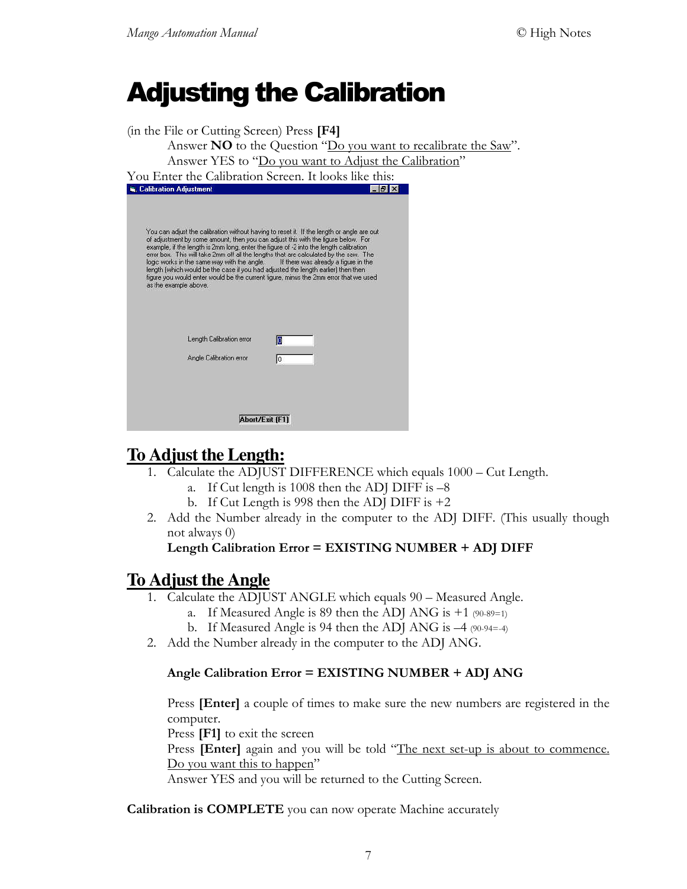# Adjusting the Calibration

(in the File or Cutting Screen) Press **[F4]**

Answer **NO** to the Question "Do you want to recalibrate the Saw".

Answer YES to "Do you want to Adjust the Calibration"

You Enter the Calibration Screen. It looks like this:

Calibration Adjustment

You can adjust the calibration without having to reset it. If the length or angle are out of adjustment by some amount, then you can adjust this with the figure below. For example, if the length is 2mm long, enter the figure of -2 into the length calibration error box. This will take 2mm off all the lengths that are calculated by the saw. The logic works in the same way with the angle. If there was already a figure in the length (which would be the case if you had adjusted the length earlier) then then figure you would enter would be the current figure, minus the 2mm error that we used as the example above.

Length Calibration error 0

Angle Calibration error 0

Abort/Exit (F1)

## To Adjust the Length:

1. Calculate the ADJUST DIFFERENCE which equals 1000 – Cut Length.
   a. If Cut length is 1008 then the ADJ DIFF is –8
   b. If Cut Length is 998 then the ADJ DIFF is +2
2. Add the Number already in the computer to the ADJ DIFF. (This usually though not always 0)

   **Length Calibration Error = EXISTING NUMBER + ADJ DIFF**

## To Adjust the Angle

1. Calculate the ADJUST ANGLE which equals 90 – Measured Angle.
   a. If Measured Angle is 89 then the ADJ ANG is +1 (90-89=1)
   b. If Measured Angle is 94 then the ADJ ANG is –4 (90-94=-4)
2. Add the Number already in the computer to the ADJ ANG.

   **Angle Calibration Error = EXISTING NUMBER + ADJ ANG**

   Press **[Enter]** a couple of times to make sure the new numbers are registered in the computer.
   Press **[F1]** to exit the screen
   Press **[Enter]** again and you will be told "The next set-up is about to commence. Do you want this to happen"
   Answer YES and you will be returned to the Cutting Screen.

**Calibration is COMPLETE** you can now operate Machine accurately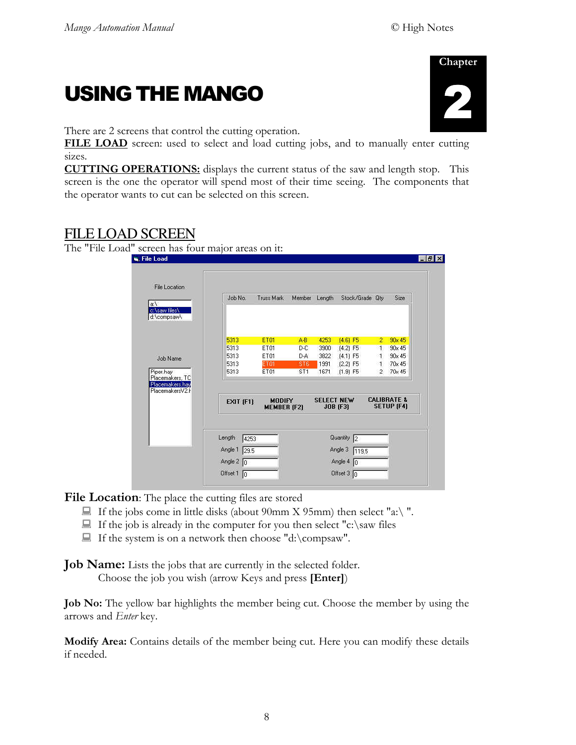# Chapter 2

# USING THE MANGO

There are 2 screens that control the cutting operation.

**FILE LOAD** screen: used to select and load cutting jobs, and to manually enter cutting sizes.

**CUTTING OPERATIONS:** displays the current status of the saw and length stop. This screen is the one the operator will spend most of their time seeing. The components that the operator wants to cut can be selected on this screen.

## FILE LOAD SCREEN

The "File Load" screen has four major areas on it:

**File Location**: The place the cutting files are stored

- If the jobs come in little disks (about 90mm X 95mm) then select "a:\ ".
- If the job is already in the computer for you then select "c:\saw files
- If the system is on a network then choose "d:\compsaw".

**Job Name:** Lists the jobs that are currently in the selected folder.
Choose the job you wish (arrow Keys and press **[Enter]**)

**Job No:** The yellow bar highlights the member being cut. Choose the member by using the arrows and *Enter* key.

**Modify Area:** Contains details of the member being cut. Here you can modify these details if needed.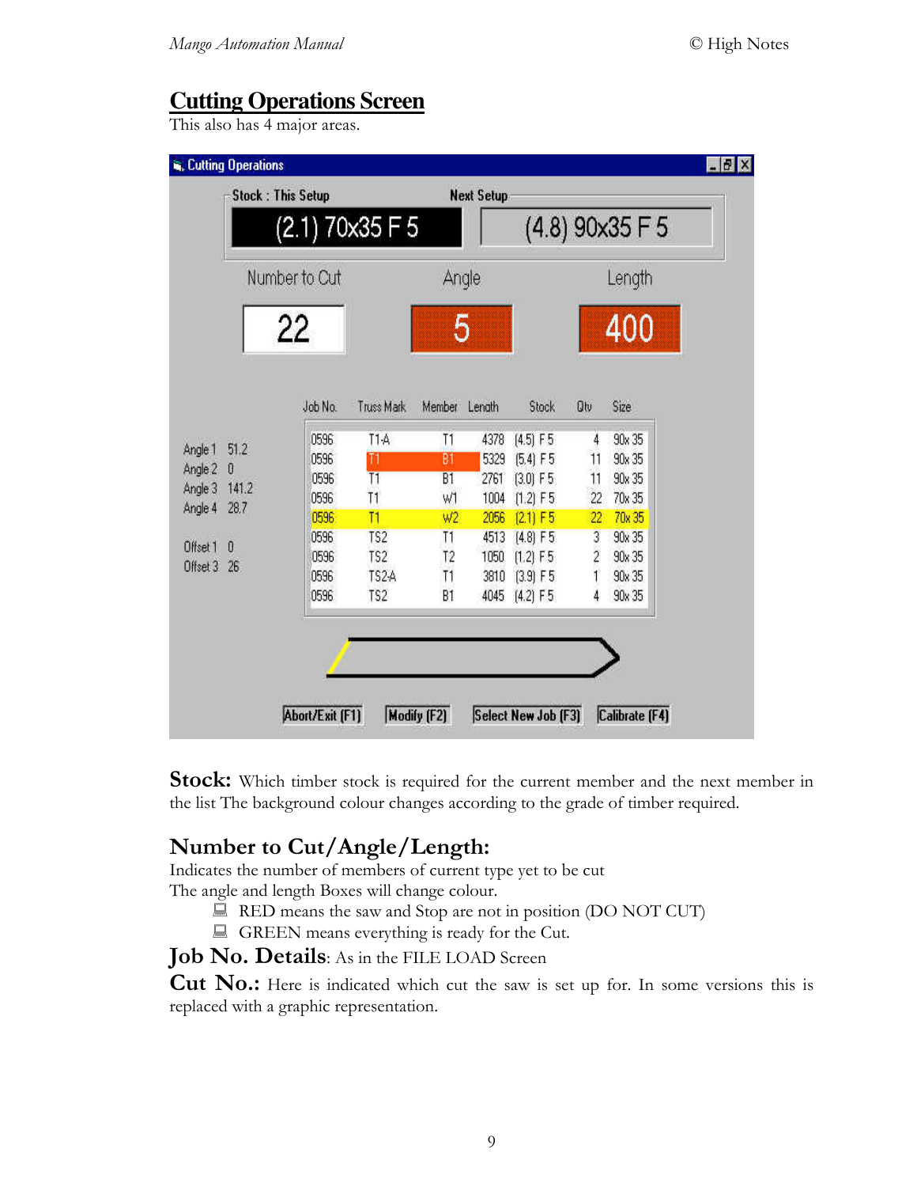## Cutting Operations Screen

This also has 4 major areas.

Cutting Operations

Stock : This Setup: (2.1) 70x35 F 5

Next Setup: (4.8) 90x35 F 5

| Number to Cut | Angle | Length |
|---|---|---|
| 22 | 5 | 400 |

Angle 1 51.2
Angle 2 0
Angle 3 141.2
Angle 4 28.7

Offset 1 0
Offset 3 26

| Job No. | Truss Mark | Member | Length | Stock | Qty | Size |
|---|---|---|---|---|---|---|
| 0596 | T1-A | T1 | 4378 | (4.5) F 5 | 4 | 90x 35 |
| 0596 | T1 | B1 | 5329 | (5.4) F 5 | 11 | 90x 35 |
| 0596 | T1 | B1 | 2761 | (3.0) F 5 | 11 | 90x 35 |
| 0596 | T1 | W1 | 1004 | (1.2) F 5 | 22 | 70x 35 |
| 0596 | T1 | W2 | 2056 | (2.1) F 5 | 22 | 70x 35 |
| 0596 | TS2 | T1 | 4513 | (4.8) F 5 | 3 | 90x 35 |
| 0596 | TS2 | T2 | 1050 | (1.2) F 5 | 2 | 90x 35 |
| 0596 | TS2-A | T1 | 3810 | (3.9) F 5 | 1 | 90x 35 |
| 0596 | TS2 | B1 | 4045 | (4.2) F 5 | 4 | 90x 35 |

Abort/Exit (F1) Modify (F2) Select New Job (F3) Calibrate (F4)

**Stock:** Which timber stock is required for the current member and the next member in the list The background colour changes according to the grade of timber required.

### Number to Cut/Angle/Length:

Indicates the number of members of current type yet to be cut

The angle and length Boxes will change colour.

- RED means the saw and Stop are not in position (DO NOT CUT)
- GREEN means everything is ready for the Cut.

**Job No. Details**: As in the FILE LOAD Screen

**Cut No.:** Here is indicated which cut the saw is set up for. In some versions this is replaced with a graphic representation.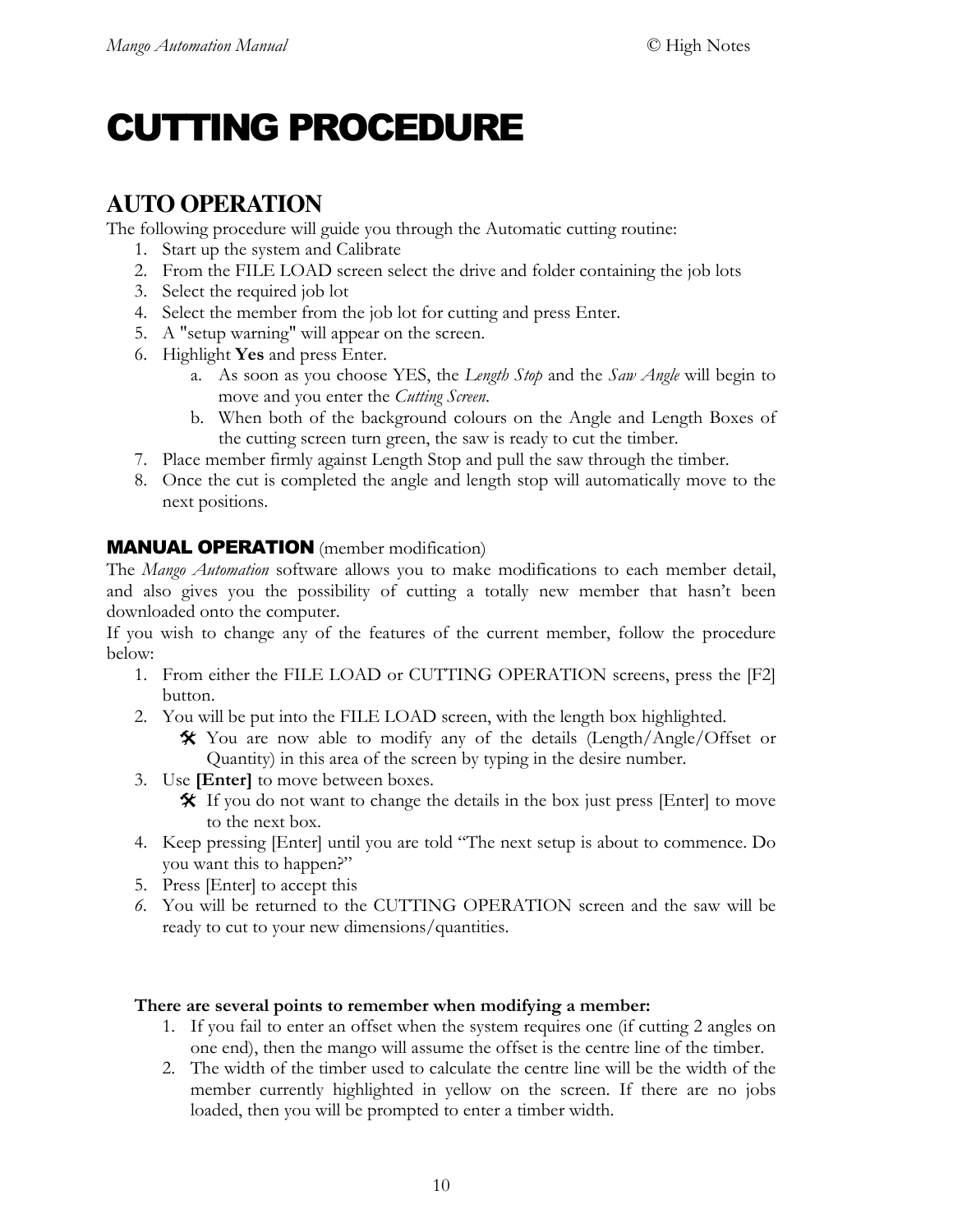# CUTTING PROCEDURE

## AUTO OPERATION

The following procedure will guide you through the Automatic cutting routine:

1. Start up the system and Calibrate
2. From the FILE LOAD screen select the drive and folder containing the job lots
3. Select the required job lot
4. Select the member from the job lot for cutting and press Enter.
5. A "setup warning" will appear on the screen.
6. Highlight **Yes** and press Enter.
   a. As soon as you choose YES, the *Length Stop* and the *Saw Angle* will begin to move and you enter the *Cutting Screen*.
   b. When both of the background colours on the Angle and Length Boxes of the cutting screen turn green, the saw is ready to cut the timber.
7. Place member firmly against Length Stop and pull the saw through the timber.
8. Once the cut is completed the angle and length stop will automatically move to the next positions.

### MANUAL OPERATION (member modification)

The *Mango Automation* software allows you to make modifications to each member detail, and also gives you the possibility of cutting a totally new member that hasn't been downloaded onto the computer.

If you wish to change any of the features of the current member, follow the procedure below:

1. From either the FILE LOAD or CUTTING OPERATION screens, press the [F2] button.
2. You will be put into the FILE LOAD screen, with the length box highlighted.
   - You are now able to modify any of the details (Length/Angle/Offset or Quantity) in this area of the screen by typing in the desire number.
3. Use **[Enter]** to move between boxes.
   - If you do not want to change the details in the box just press [Enter] to move to the next box.
4. Keep pressing [Enter] until you are told "The next setup is about to commence. Do you want this to happen?"
5. Press [Enter] to accept this
6. You will be returned to the CUTTING OPERATION screen and the saw will be ready to cut to your new dimensions/quantities.

**There are several points to remember when modifying a member:**

1. If you fail to enter an offset when the system requires one (if cutting 2 angles on one end), then the mango will assume the offset is the centre line of the timber.
2. The width of the timber used to calculate the centre line will be the width of the member currently highlighted in yellow on the screen. If there are no jobs loaded, then you will be prompted to enter a timber width.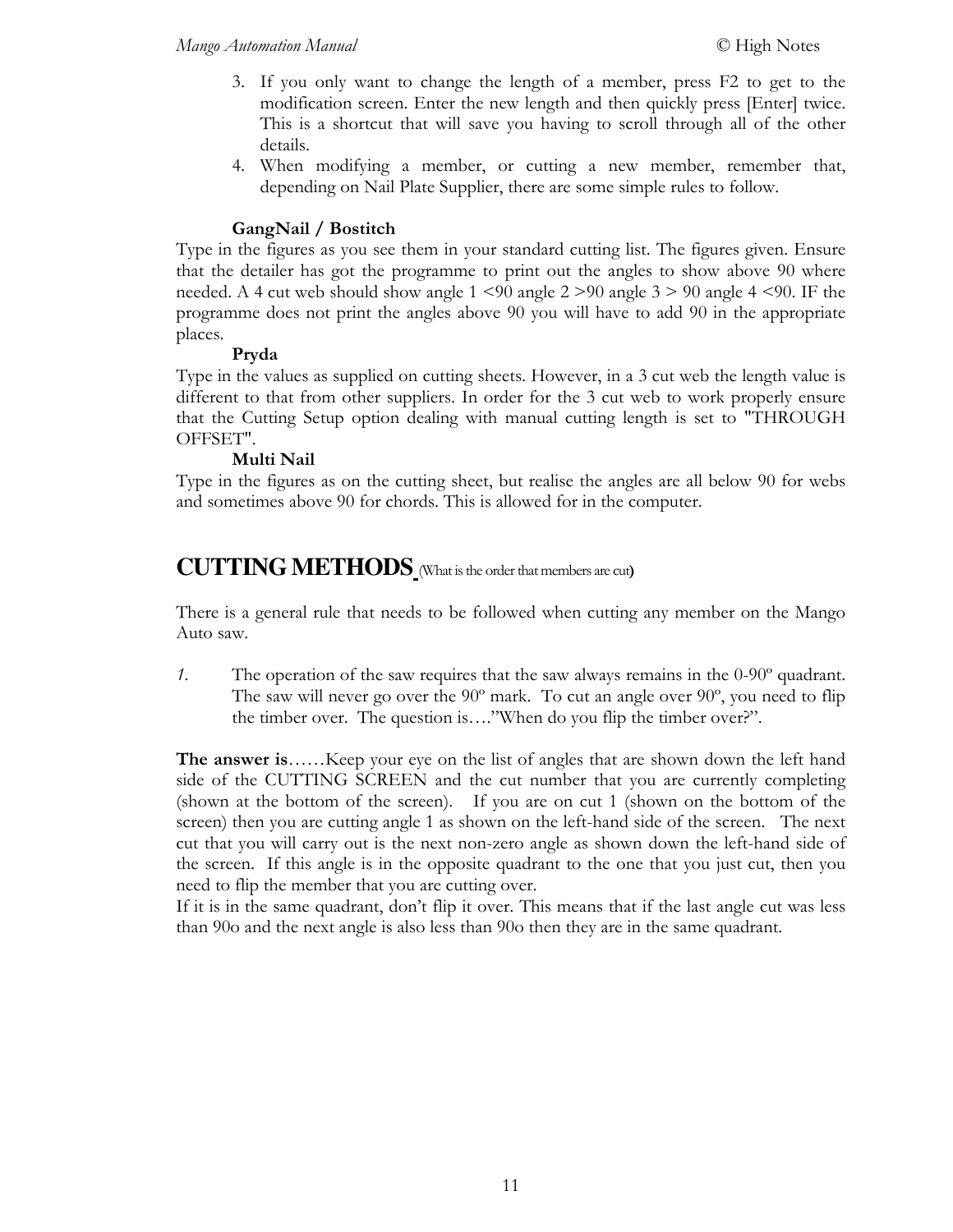3. If you only want to change the length of a member, press F2 to get to the modification screen. Enter the new length and then quickly press [Enter] twice. This is a shortcut that will save you having to scroll through all of the other details.
4. When modifying a member, or cutting a new member, remember that, depending on Nail Plate Supplier, there are some simple rules to follow.

**GangNail / Bostitch**

Type in the figures as you see them in your standard cutting list. The figures given. Ensure that the detailer has got the programme to print out the angles to show above 90 where needed. A 4 cut web should show angle 1 <90 angle 2 >90 angle 3 > 90 angle 4 <90. IF the programme does not print the angles above 90 you will have to add 90 in the appropriate places.

**Pryda**

Type in the values as supplied on cutting sheets. However, in a 3 cut web the length value is different to that from other suppliers. In order for the 3 cut web to work properly ensure that the Cutting Setup option dealing with manual cutting length is set to "THROUGH OFFSET".

**Multi Nail**

Type in the figures as on the cutting sheet, but realise the angles are all below 90 for webs and sometimes above 90 for chords. This is allowed for in the computer.

## CUTTING METHODS (What is the order that members are cut)

There is a general rule that needs to be followed when cutting any member on the Mango Auto saw.

1. The operation of the saw requires that the saw always remains in the 0-90º quadrant. The saw will never go over the 90º mark. To cut an angle over 90º, you need to flip the timber over. The question is…."When do you flip the timber over?".

**The answer is**……Keep your eye on the list of angles that are shown down the left hand side of the CUTTING SCREEN and the cut number that you are currently completing (shown at the bottom of the screen). If you are on cut 1 (shown on the bottom of the screen) then you are cutting angle 1 as shown on the left-hand side of the screen. The next cut that you will carry out is the next non-zero angle as shown down the left-hand side of the screen. If this angle is in the opposite quadrant to the one that you just cut, then you need to flip the member that you are cutting over.

If it is in the same quadrant, don't flip it over. This means that if the last angle cut was less than 90o and the next angle is also less than 90o then they are in the same quadrant.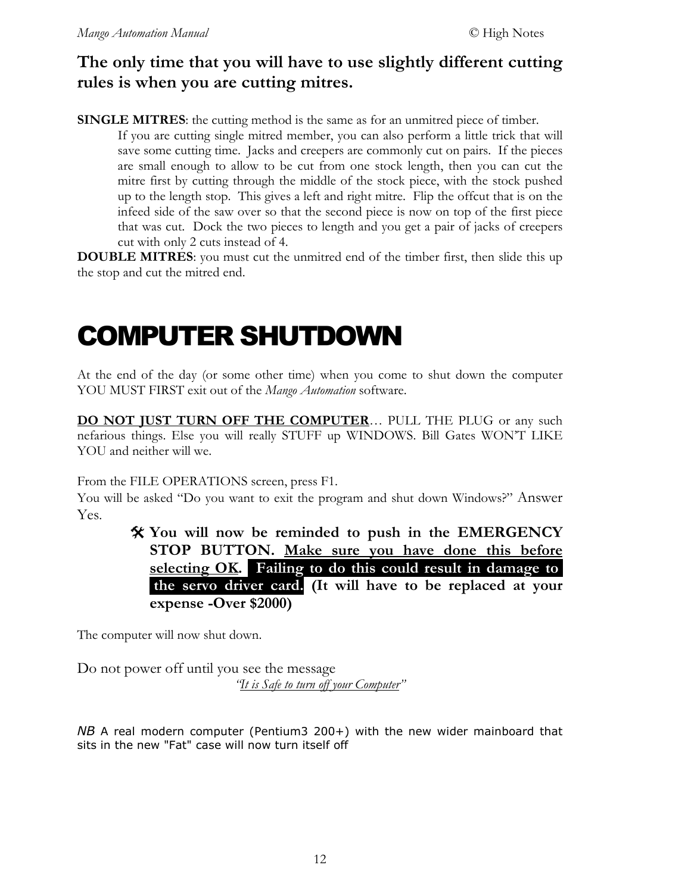**The only time that you will have to use slightly different cutting rules is when you are cutting mitres.**

**SINGLE MITRES**: the cutting method is the same as for an unmitred piece of timber.

> If you are cutting single mitred member, you can also perform a little trick that will save some cutting time. Jacks and creepers are commonly cut on pairs. If the pieces are small enough to allow to be cut from one stock length, then you can cut the mitre first by cutting through the middle of the stock piece, with the stock pushed up to the length stop. This gives a left and right mitre. Flip the offcut that is on the infeed side of the saw over so that the second piece is now on top of the first piece that was cut. Dock the two pieces to length and you get a pair of jacks of creepers cut with only 2 cuts instead of 4.

**DOUBLE MITRES**: you must cut the unmitred end of the timber first, then slide this up the stop and cut the mitred end.

# COMPUTER SHUTDOWN

At the end of the day (or some other time) when you come to shut down the computer YOU MUST FIRST exit out of the *Mango Automation* software.

**DO NOT JUST TURN OFF THE COMPUTER**… PULL THE PLUG or any such nefarious things. Else you will really STUFF up WINDOWS. Bill Gates WON'T LIKE YOU and neither will we.

From the FILE OPERATIONS screen, press F1.
You will be asked "Do you want to exit the program and shut down Windows?" Answer Yes.

> 🛠 **You will now be reminded to push in the EMERGENCY STOP BUTTON. Make sure you have done this before selecting OK. Failing to do this could result in damage to the servo driver card. (It will have to be replaced at your expense -Over $2000)**

The computer will now shut down.

Do not power off until you see the message

*"It is Safe to turn off your Computer"*

*NB* A real modern computer (Pentium3 200+) with the new wider mainboard that sits in the new "Fat" case will now turn itself off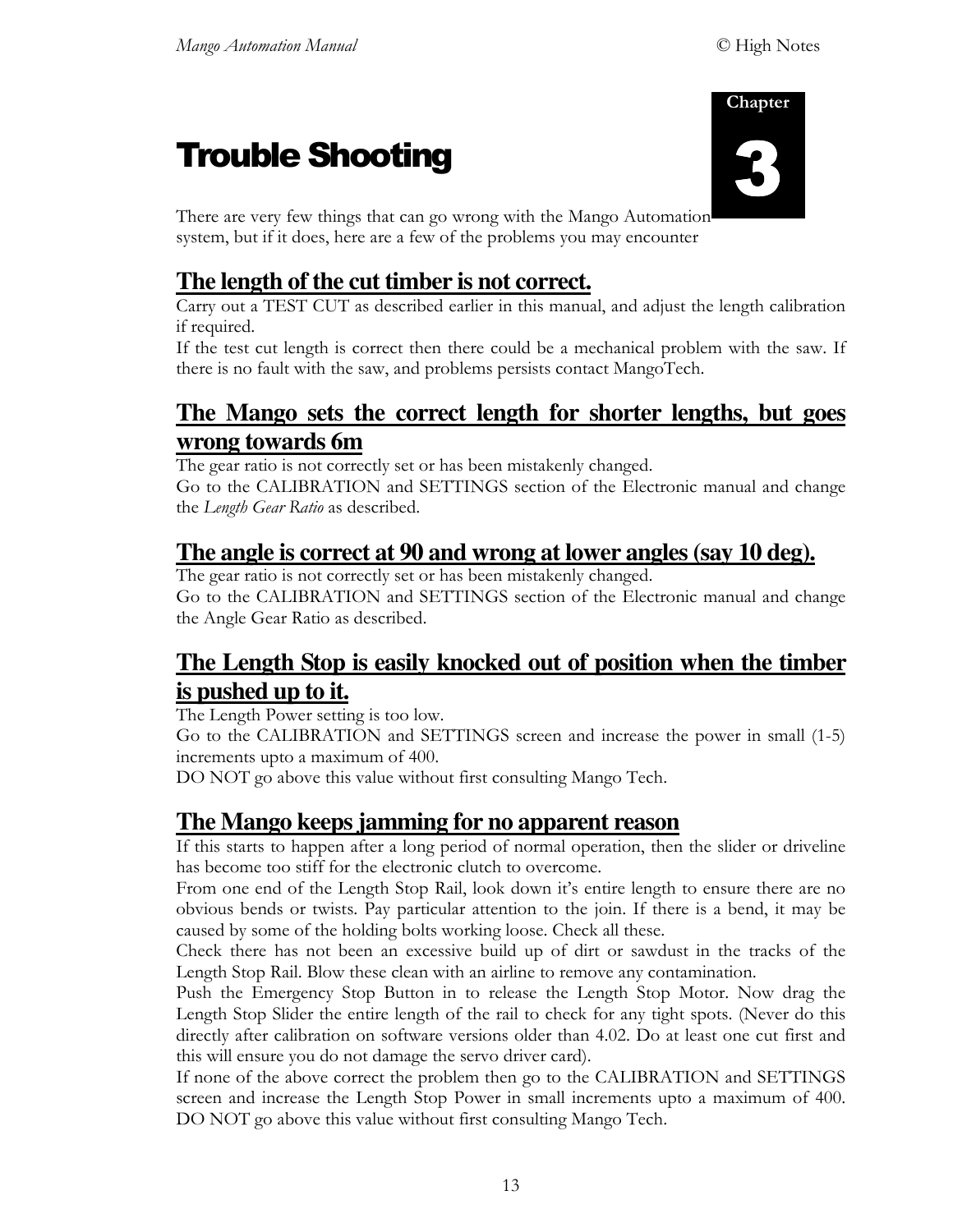Chapter

# 3

# Trouble Shooting

There are very few things that can go wrong with the Mango Automation system, but if it does, here are a few of the problems you may encounter

## The length of the cut timber is not correct.

Carry out a TEST CUT as described earlier in this manual, and adjust the length calibration if required.

If the test cut length is correct then there could be a mechanical problem with the saw. If there is no fault with the saw, and problems persists contact MangoTech.

## The Mango sets the correct length for shorter lengths, but goes wrong towards 6m

The gear ratio is not correctly set or has been mistakenly changed.

Go to the CALIBRATION and SETTINGS section of the Electronic manual and change the *Length Gear Ratio* as described.

## The angle is correct at 90 and wrong at lower angles (say 10 deg).

The gear ratio is not correctly set or has been mistakenly changed.

Go to the CALIBRATION and SETTINGS section of the Electronic manual and change the Angle Gear Ratio as described.

## The Length Stop is easily knocked out of position when the timber is pushed up to it.

The Length Power setting is too low.

Go to the CALIBRATION and SETTINGS screen and increase the power in small (1-5) increments upto a maximum of 400.

DO NOT go above this value without first consulting Mango Tech.

## The Mango keeps jamming for no apparent reason

If this starts to happen after a long period of normal operation, then the slider or driveline has become too stiff for the electronic clutch to overcome.

From one end of the Length Stop Rail, look down it's entire length to ensure there are no obvious bends or twists. Pay particular attention to the join. If there is a bend, it may be caused by some of the holding bolts working loose. Check all these.

Check there has not been an excessive build up of dirt or sawdust in the tracks of the Length Stop Rail. Blow these clean with an airline to remove any contamination.

Push the Emergency Stop Button in to release the Length Stop Motor. Now drag the Length Stop Slider the entire length of the rail to check for any tight spots. (Never do this directly after calibration on software versions older than 4.02. Do at least one cut first and this will ensure you do not damage the servo driver card).

If none of the above correct the problem then go to the CALIBRATION and SETTINGS screen and increase the Length Stop Power in small increments upto a maximum of 400. DO NOT go above this value without first consulting Mango Tech.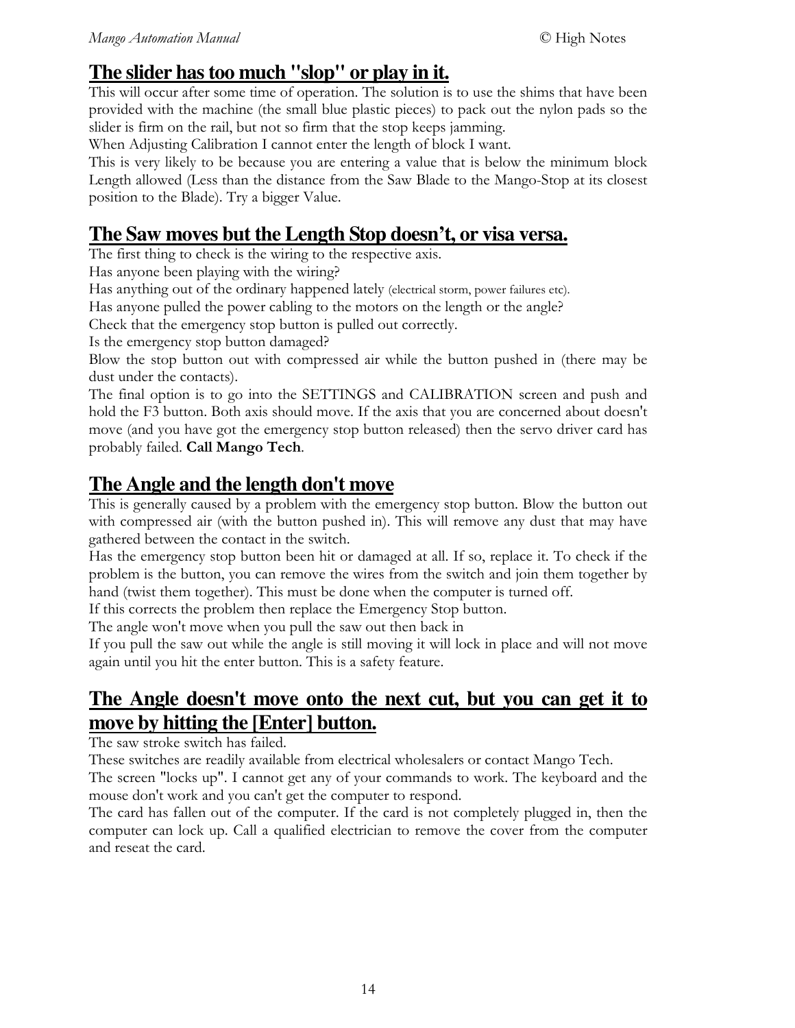## The slider has too much "slop" or play in it.

This will occur after some time of operation. The solution is to use the shims that have been provided with the machine (the small blue plastic pieces) to pack out the nylon pads so the slider is firm on the rail, but not so firm that the stop keeps jamming.

When Adjusting Calibration I cannot enter the length of block I want.

This is very likely to be because you are entering a value that is below the minimum block Length allowed (Less than the distance from the Saw Blade to the Mango-Stop at its closest position to the Blade). Try a bigger Value.

## The Saw moves but the Length Stop doesn't, or visa versa.

The first thing to check is the wiring to the respective axis.

Has anyone been playing with the wiring?

Has anything out of the ordinary happened lately (electrical storm, power failures etc).

Has anyone pulled the power cabling to the motors on the length or the angle?

Check that the emergency stop button is pulled out correctly.

Is the emergency stop button damaged?

Blow the stop button out with compressed air while the button pushed in (there may be dust under the contacts).

The final option is to go into the SETTINGS and CALIBRATION screen and push and hold the F3 button. Both axis should move. If the axis that you are concerned about doesn't move (and you have got the emergency stop button released) then the servo driver card has probably failed. **Call Mango Tech**.

## The Angle and the length don't move

This is generally caused by a problem with the emergency stop button. Blow the button out with compressed air (with the button pushed in). This will remove any dust that may have gathered between the contact in the switch.

Has the emergency stop button been hit or damaged at all. If so, replace it. To check if the problem is the button, you can remove the wires from the switch and join them together by hand (twist them together). This must be done when the computer is turned off.

If this corrects the problem then replace the Emergency Stop button.

The angle won't move when you pull the saw out then back in

If you pull the saw out while the angle is still moving it will lock in place and will not move again until you hit the enter button. This is a safety feature.

## The Angle doesn't move onto the next cut, but you can get it to move by hitting the [Enter] button.

The saw stroke switch has failed.

These switches are readily available from electrical wholesalers or contact Mango Tech.

The screen "locks up". I cannot get any of your commands to work. The keyboard and the mouse don't work and you can't get the computer to respond.

The card has fallen out of the computer. If the card is not completely plugged in, then the computer can lock up. Call a qualified electrician to remove the cover from the computer and reseat the card.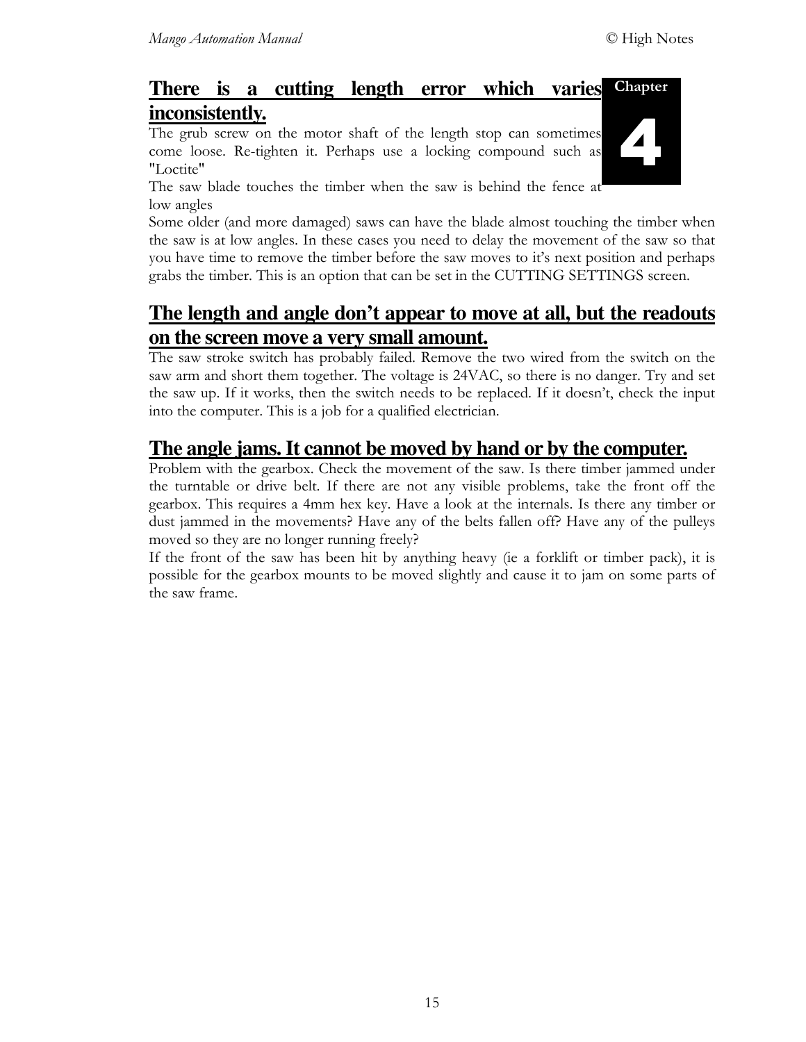## There is a cutting length error which varies inconsistently.

The grub screw on the motor shaft of the length stop can sometimes come loose. Re-tighten it. Perhaps use a locking compound such as "Loctite"

The saw blade touches the timber when the saw is behind the fence at low angles

Some older (and more damaged) saws can have the blade almost touching the timber when the saw is at low angles. In these cases you need to delay the movement of the saw so that you have time to remove the timber before the saw moves to it's next position and perhaps grabs the timber. This is an option that can be set in the CUTTING SETTINGS screen.

## The length and angle don't appear to move at all, but the readouts on the screen move a very small amount.

The saw stroke switch has probably failed. Remove the two wired from the switch on the saw arm and short them together. The voltage is 24VAC, so there is no danger. Try and set the saw up. If it works, then the switch needs to be replaced. If it doesn't, check the input into the computer. This is a job for a qualified electrician.

## The angle jams. It cannot be moved by hand or by the computer.

Problem with the gearbox. Check the movement of the saw. Is there timber jammed under the turntable or drive belt. If there are not any visible problems, take the front off the gearbox. This requires a 4mm hex key. Have a look at the internals. Is there any timber or dust jammed in the movements? Have any of the belts fallen off? Have any of the pulleys moved so they are no longer running freely?

If the front of the saw has been hit by anything heavy (ie a forklift or timber pack), it is possible for the gearbox mounts to be moved slightly and cause it to jam on some parts of the saw frame.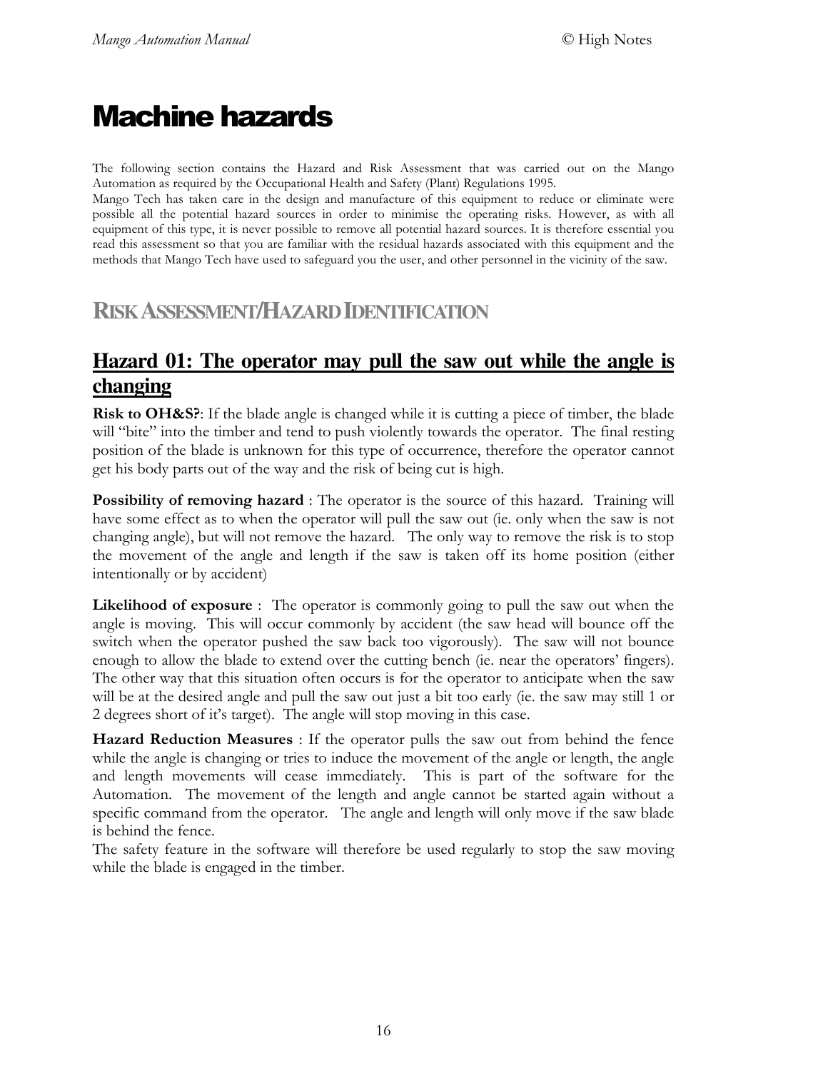# Machine hazards

The following section contains the Hazard and Risk Assessment that was carried out on the Mango Automation as required by the Occupational Health and Safety (Plant) Regulations 1995.
Mango Tech has taken care in the design and manufacture of this equipment to reduce or eliminate were possible all the potential hazard sources in order to minimise the operating risks. However, as with all equipment of this type, it is never possible to remove all potential hazard sources. It is therefore essential you read this assessment so that you are familiar with the residual hazards associated with this equipment and the methods that Mango Tech have used to safeguard you the user, and other personnel in the vicinity of the saw.

## RISK ASSESSMENT/HAZARD IDENTIFICATION

### Hazard 01: The operator may pull the saw out while the angle is changing

**Risk to OH&S?**: If the blade angle is changed while it is cutting a piece of timber, the blade will "bite" into the timber and tend to push violently towards the operator. The final resting position of the blade is unknown for this type of occurrence, therefore the operator cannot get his body parts out of the way and the risk of being cut is high.

**Possibility of removing hazard** : The operator is the source of this hazard. Training will have some effect as to when the operator will pull the saw out (ie. only when the saw is not changing angle), but will not remove the hazard. The only way to remove the risk is to stop the movement of the angle and length if the saw is taken off its home position (either intentionally or by accident)

**Likelihood of exposure** : The operator is commonly going to pull the saw out when the angle is moving. This will occur commonly by accident (the saw head will bounce off the switch when the operator pushed the saw back too vigorously). The saw will not bounce enough to allow the blade to extend over the cutting bench (ie. near the operators' fingers). The other way that this situation often occurs is for the operator to anticipate when the saw will be at the desired angle and pull the saw out just a bit too early (ie. the saw may still 1 or 2 degrees short of it's target). The angle will stop moving in this case.

**Hazard Reduction Measures** : If the operator pulls the saw out from behind the fence while the angle is changing or tries to induce the movement of the angle or length, the angle and length movements will cease immediately. This is part of the software for the Automation. The movement of the length and angle cannot be started again without a specific command from the operator. The angle and length will only move if the saw blade is behind the fence.
The safety feature in the software will therefore be used regularly to stop the saw moving while the blade is engaged in the timber.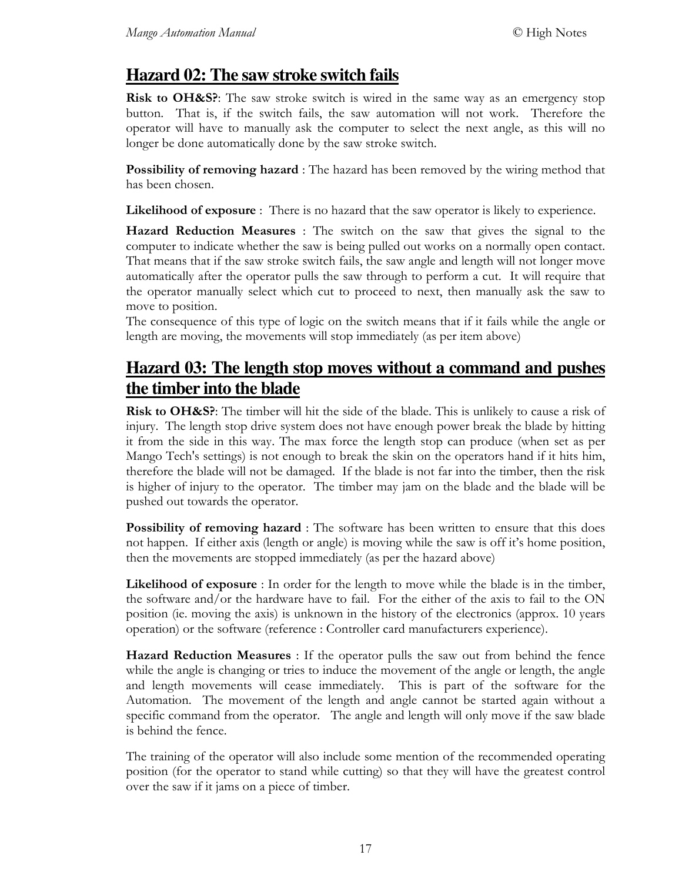## Hazard 02: The saw stroke switch fails

**Risk to OH&S?**: The saw stroke switch is wired in the same way as an emergency stop button. That is, if the switch fails, the saw automation will not work. Therefore the operator will have to manually ask the computer to select the next angle, as this will no longer be done automatically done by the saw stroke switch.

**Possibility of removing hazard** : The hazard has been removed by the wiring method that has been chosen.

**Likelihood of exposure** : There is no hazard that the saw operator is likely to experience.

**Hazard Reduction Measures** : The switch on the saw that gives the signal to the computer to indicate whether the saw is being pulled out works on a normally open contact. That means that if the saw stroke switch fails, the saw angle and length will not longer move automatically after the operator pulls the saw through to perform a cut. It will require that the operator manually select which cut to proceed to next, then manually ask the saw to move to position.
The consequence of this type of logic on the switch means that if it fails while the angle or length are moving, the movements will stop immediately (as per item above)

## Hazard 03: The length stop moves without a command and pushes the timber into the blade

**Risk to OH&S?**: The timber will hit the side of the blade. This is unlikely to cause a risk of injury. The length stop drive system does not have enough power break the blade by hitting it from the side in this way. The max force the length stop can produce (when set as per Mango Tech's settings) is not enough to break the skin on the operators hand if it hits him, therefore the blade will not be damaged. If the blade is not far into the timber, then the risk is higher of injury to the operator. The timber may jam on the blade and the blade will be pushed out towards the operator.

**Possibility of removing hazard** : The software has been written to ensure that this does not happen. If either axis (length or angle) is moving while the saw is off it's home position, then the movements are stopped immediately (as per the hazard above)

**Likelihood of exposure** : In order for the length to move while the blade is in the timber, the software and/or the hardware have to fail. For the either of the axis to fail to the ON position (ie. moving the axis) is unknown in the history of the electronics (approx. 10 years operation) or the software (reference : Controller card manufacturers experience).

**Hazard Reduction Measures** : If the operator pulls the saw out from behind the fence while the angle is changing or tries to induce the movement of the angle or length, the angle and length movements will cease immediately. This is part of the software for the Automation. The movement of the length and angle cannot be started again without a specific command from the operator. The angle and length will only move if the saw blade is behind the fence.

The training of the operator will also include some mention of the recommended operating position (for the operator to stand while cutting) so that they will have the greatest control over the saw if it jams on a piece of timber.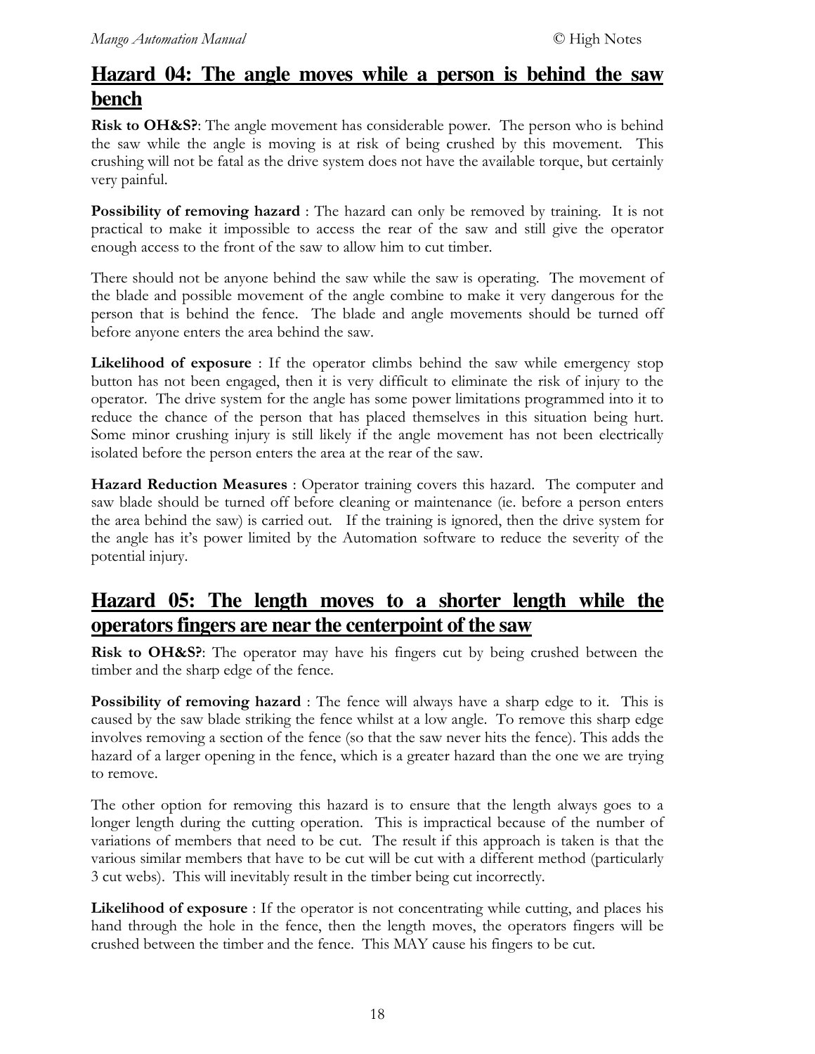## Hazard 04: The angle moves while a person is behind the saw bench

**Risk to OH&S?**: The angle movement has considerable power. The person who is behind the saw while the angle is moving is at risk of being crushed by this movement. This crushing will not be fatal as the drive system does not have the available torque, but certainly very painful.

**Possibility of removing hazard** : The hazard can only be removed by training. It is not practical to make it impossible to access the rear of the saw and still give the operator enough access to the front of the saw to allow him to cut timber.

There should not be anyone behind the saw while the saw is operating. The movement of the blade and possible movement of the angle combine to make it very dangerous for the person that is behind the fence. The blade and angle movements should be turned off before anyone enters the area behind the saw.

**Likelihood of exposure** : If the operator climbs behind the saw while emergency stop button has not been engaged, then it is very difficult to eliminate the risk of injury to the operator. The drive system for the angle has some power limitations programmed into it to reduce the chance of the person that has placed themselves in this situation being hurt. Some minor crushing injury is still likely if the angle movement has not been electrically isolated before the person enters the area at the rear of the saw.

**Hazard Reduction Measures** : Operator training covers this hazard. The computer and saw blade should be turned off before cleaning or maintenance (ie. before a person enters the area behind the saw) is carried out. If the training is ignored, then the drive system for the angle has it's power limited by the Automation software to reduce the severity of the potential injury.

## Hazard 05: The length moves to a shorter length while the operators fingers are near the centerpoint of the saw

**Risk to OH&S?**: The operator may have his fingers cut by being crushed between the timber and the sharp edge of the fence.

**Possibility of removing hazard** : The fence will always have a sharp edge to it. This is caused by the saw blade striking the fence whilst at a low angle. To remove this sharp edge involves removing a section of the fence (so that the saw never hits the fence). This adds the hazard of a larger opening in the fence, which is a greater hazard than the one we are trying to remove.

The other option for removing this hazard is to ensure that the length always goes to a longer length during the cutting operation. This is impractical because of the number of variations of members that need to be cut. The result if this approach is taken is that the various similar members that have to be cut will be cut with a different method (particularly 3 cut webs). This will inevitably result in the timber being cut incorrectly.

**Likelihood of exposure** : If the operator is not concentrating while cutting, and places his hand through the hole in the fence, then the length moves, the operators fingers will be crushed between the timber and the fence. This MAY cause his fingers to be cut.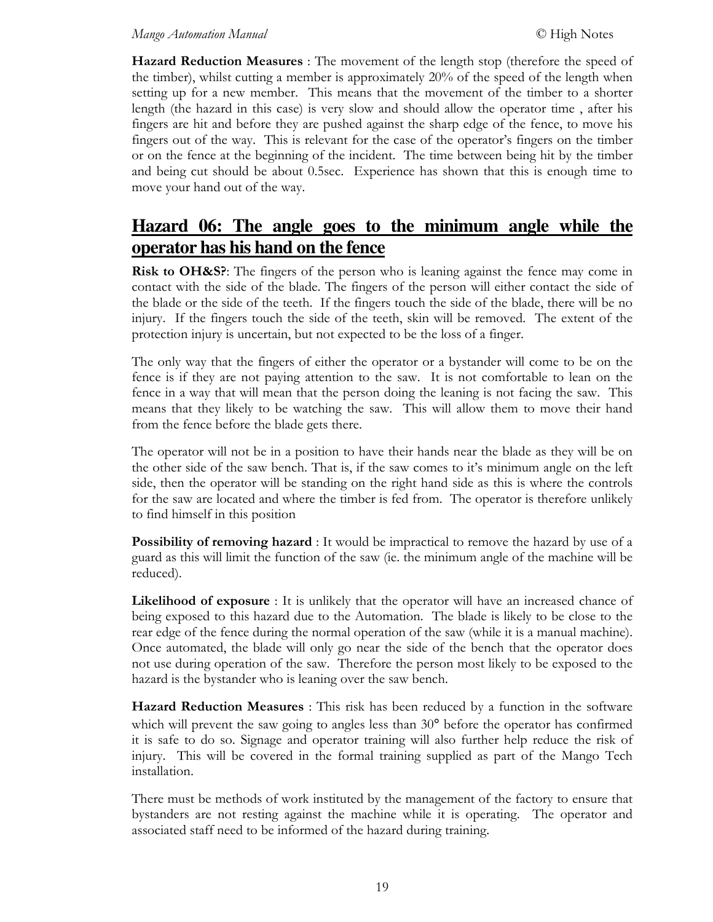**Hazard Reduction Measures** : The movement of the length stop (therefore the speed of the timber), whilst cutting a member is approximately 20% of the speed of the length when setting up for a new member. This means that the movement of the timber to a shorter length (the hazard in this case) is very slow and should allow the operator time , after his fingers are hit and before they are pushed against the sharp edge of the fence, to move his fingers out of the way. This is relevant for the case of the operator's fingers on the timber or on the fence at the beginning of the incident. The time between being hit by the timber and being cut should be about 0.5sec. Experience has shown that this is enough time to move your hand out of the way.

## Hazard 06: The angle goes to the minimum angle while the operator has his hand on the fence

**Risk to OH&S?**: The fingers of the person who is leaning against the fence may come in contact with the side of the blade. The fingers of the person will either contact the side of the blade or the side of the teeth. If the fingers touch the side of the blade, there will be no injury. If the fingers touch the side of the teeth, skin will be removed. The extent of the protection injury is uncertain, but not expected to be the loss of a finger.

The only way that the fingers of either the operator or a bystander will come to be on the fence is if they are not paying attention to the saw. It is not comfortable to lean on the fence in a way that will mean that the person doing the leaning is not facing the saw. This means that they likely to be watching the saw. This will allow them to move their hand from the fence before the blade gets there.

The operator will not be in a position to have their hands near the blade as they will be on the other side of the saw bench. That is, if the saw comes to it's minimum angle on the left side, then the operator will be standing on the right hand side as this is where the controls for the saw are located and where the timber is fed from. The operator is therefore unlikely to find himself in this position

**Possibility of removing hazard** : It would be impractical to remove the hazard by use of a guard as this will limit the function of the saw (ie. the minimum angle of the machine will be reduced).

**Likelihood of exposure** : It is unlikely that the operator will have an increased chance of being exposed to this hazard due to the Automation. The blade is likely to be close to the rear edge of the fence during the normal operation of the saw (while it is a manual machine). Once automated, the blade will only go near the side of the bench that the operator does not use during operation of the saw. Therefore the person most likely to be exposed to the hazard is the bystander who is leaning over the saw bench.

**Hazard Reduction Measures** : This risk has been reduced by a function in the software which will prevent the saw going to angles less than 30° before the operator has confirmed it is safe to do so. Signage and operator training will also further help reduce the risk of injury. This will be covered in the formal training supplied as part of the Mango Tech installation.

There must be methods of work instituted by the management of the factory to ensure that bystanders are not resting against the machine while it is operating. The operator and associated staff need to be informed of the hazard during training.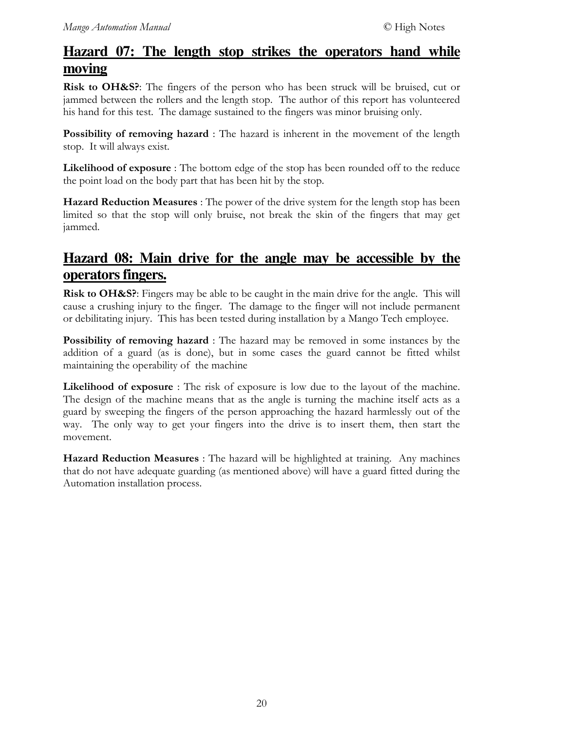## Hazard 07: The length stop strikes the operators hand while moving

**Risk to OH&S?**: The fingers of the person who has been struck will be bruised, cut or jammed between the rollers and the length stop. The author of this report has volunteered his hand for this test. The damage sustained to the fingers was minor bruising only.

**Possibility of removing hazard** : The hazard is inherent in the movement of the length stop. It will always exist.

**Likelihood of exposure** : The bottom edge of the stop has been rounded off to the reduce the point load on the body part that has been hit by the stop.

**Hazard Reduction Measures** : The power of the drive system for the length stop has been limited so that the stop will only bruise, not break the skin of the fingers that may get jammed.

## Hazard 08: Main drive for the angle may be accessible by the operators fingers.

**Risk to OH&S?**: Fingers may be able to be caught in the main drive for the angle. This will cause a crushing injury to the finger. The damage to the finger will not include permanent or debilitating injury. This has been tested during installation by a Mango Tech employee.

**Possibility of removing hazard** : The hazard may be removed in some instances by the addition of a guard (as is done), but in some cases the guard cannot be fitted whilst maintaining the operability of the machine

**Likelihood of exposure** : The risk of exposure is low due to the layout of the machine. The design of the machine means that as the angle is turning the machine itself acts as a guard by sweeping the fingers of the person approaching the hazard harmlessly out of the way. The only way to get your fingers into the drive is to insert them, then start the movement.

**Hazard Reduction Measures** : The hazard will be highlighted at training. Any machines that do not have adequate guarding (as mentioned above) will have a guard fitted during the Automation installation process.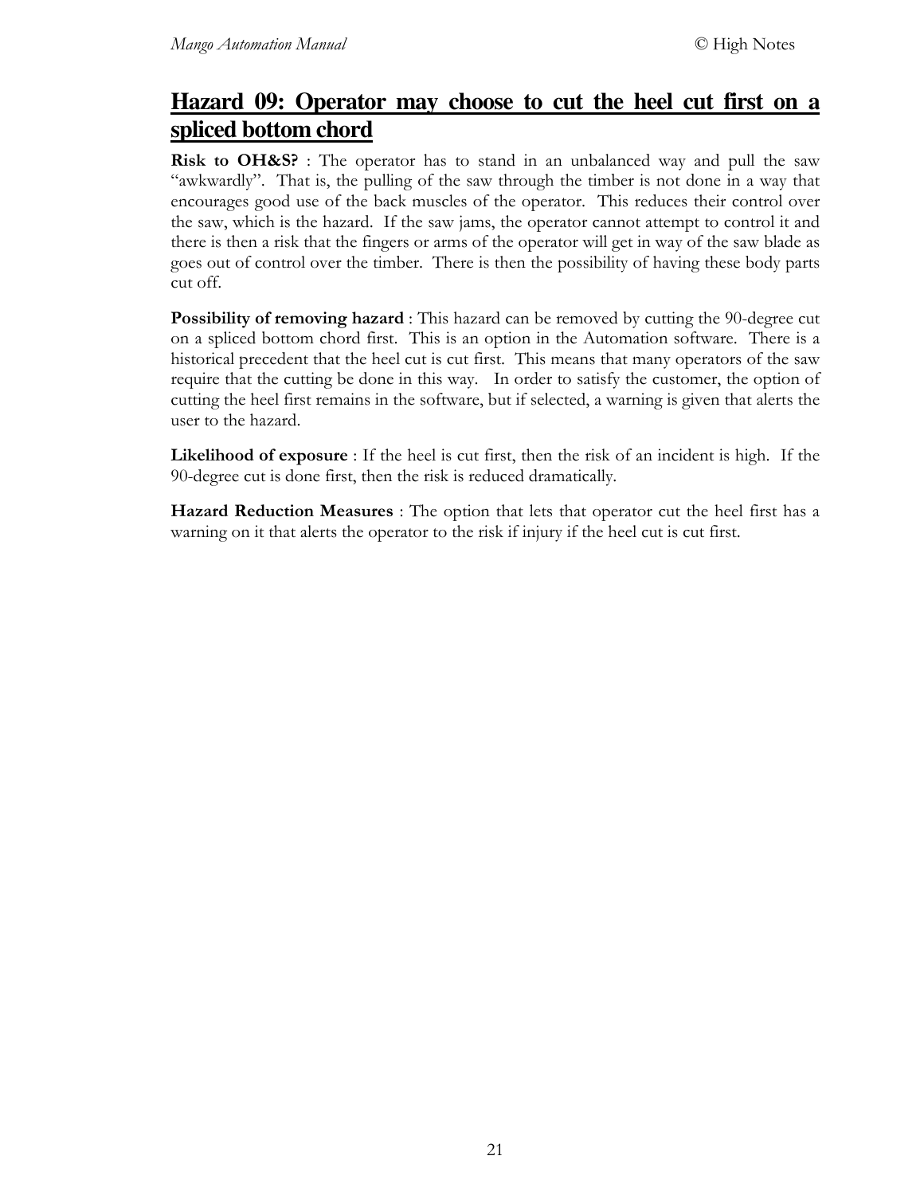## Hazard 09: Operator may choose to cut the heel cut first on a spliced bottom chord

**Risk to OH&S?** : The operator has to stand in an unbalanced way and pull the saw "awkwardly". That is, the pulling of the saw through the timber is not done in a way that encourages good use of the back muscles of the operator. This reduces their control over the saw, which is the hazard. If the saw jams, the operator cannot attempt to control it and there is then a risk that the fingers or arms of the operator will get in way of the saw blade as goes out of control over the timber. There is then the possibility of having these body parts cut off.

**Possibility of removing hazard** : This hazard can be removed by cutting the 90-degree cut on a spliced bottom chord first. This is an option in the Automation software. There is a historical precedent that the heel cut is cut first. This means that many operators of the saw require that the cutting be done in this way. In order to satisfy the customer, the option of cutting the heel first remains in the software, but if selected, a warning is given that alerts the user to the hazard.

**Likelihood of exposure** : If the heel is cut first, then the risk of an incident is high. If the 90-degree cut is done first, then the risk is reduced dramatically.

**Hazard Reduction Measures** : The option that lets that operator cut the heel first has a warning on it that alerts the operator to the risk if injury if the heel cut is cut first.